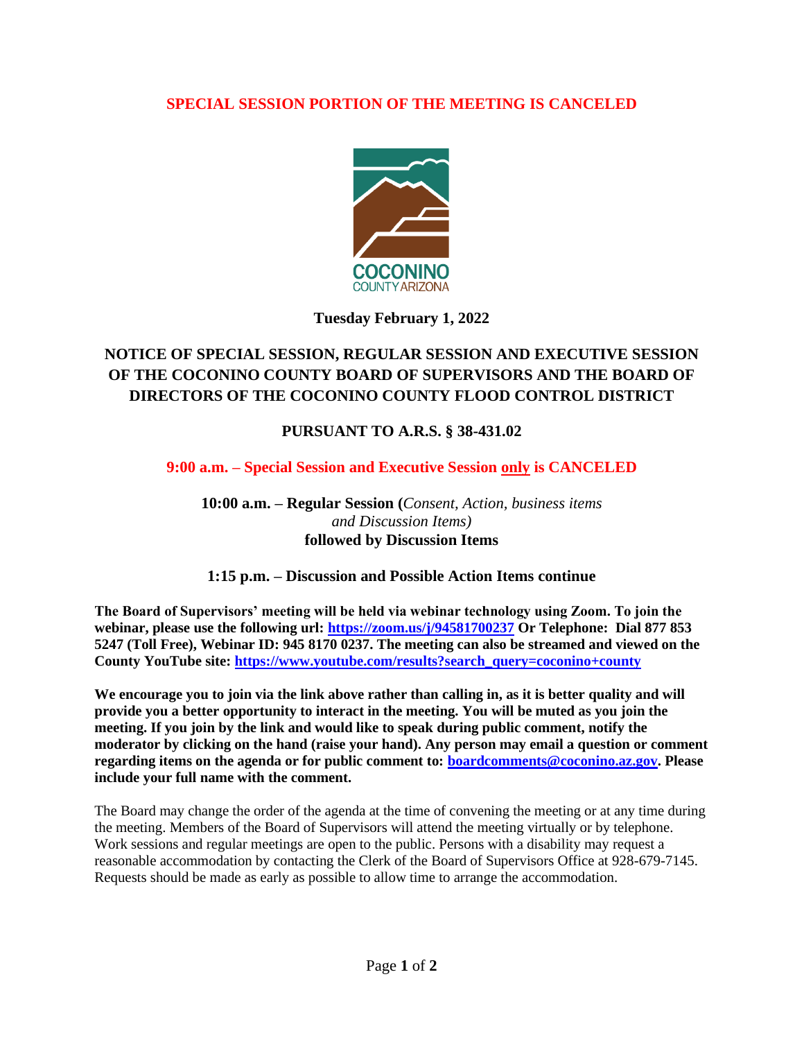**SPECIAL SESSION PORTION OF THE MEETING IS CANCELED**

COCONINO
COUNTY ARIZONA

**Tuesday February 1, 2022**

# NOTICE OF SPECIAL SESSION, REGULAR SESSION AND EXECUTIVE SESSION OF THE COCONINO COUNTY BOARD OF SUPERVISORS AND THE BOARD OF DIRECTORS OF THE COCONINO COUNTY FLOOD CONTROL DISTRICT

## PURSUANT TO A.R.S. § 38-431.02

**9:00 a.m. – Special Session and Executive Session only is CANCELED**

**10:00 a.m. – Regular Session (***Consent, Action, business items and Discussion Items)*
**followed by Discussion Items**

**1:15 p.m. – Discussion and Possible Action Items continue**

**The Board of Supervisors' meeting will be held via webinar technology using Zoom. To join the webinar, please use the following url: https://zoom.us/j/94581700237 Or Telephone: Dial 877 853 5247 (Toll Free), Webinar ID: 945 8170 0237. The meeting can also be streamed and viewed on the County YouTube site: https://www.youtube.com/results?search_query=coconino+county**

**We encourage you to join via the link above rather than calling in, as it is better quality and will provide you a better opportunity to interact in the meeting. You will be muted as you join the meeting. If you join by the link and would like to speak during public comment, notify the moderator by clicking on the hand (raise your hand). Any person may email a question or comment regarding items on the agenda or for public comment to: boardcomments@coconino.az.gov. Please include your full name with the comment.**

The Board may change the order of the agenda at the time of convening the meeting or at any time during the meeting. Members of the Board of Supervisors will attend the meeting virtually or by telephone. Work sessions and regular meetings are open to the public. Persons with a disability may request a reasonable accommodation by contacting the Clerk of the Board of Supervisors Office at 928-679-7145. Requests should be made as early as possible to allow time to arrange the accommodation.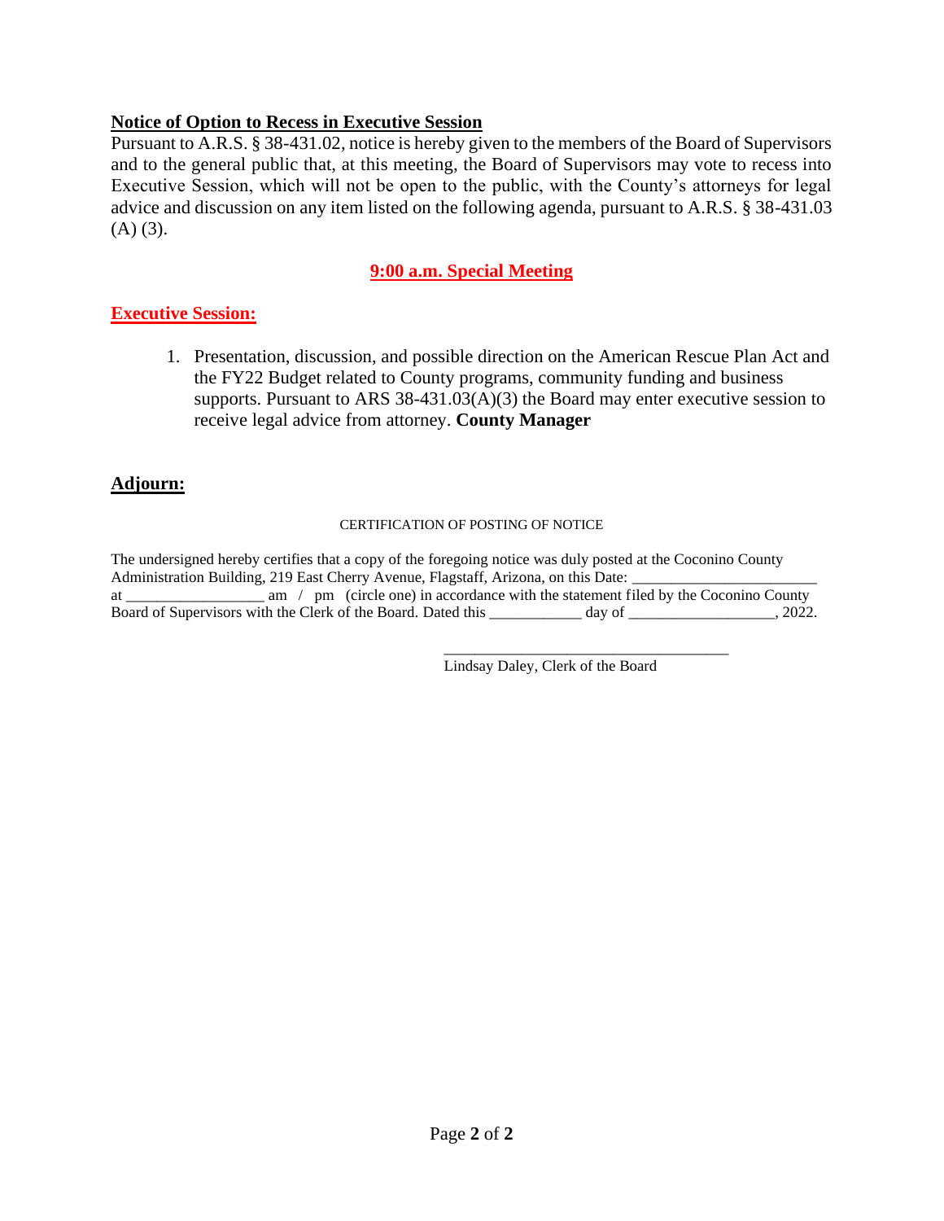**Notice of Option to Recess in Executive Session**

Pursuant to A.R.S. § 38-431.02, notice is hereby given to the members of the Board of Supervisors and to the general public that, at this meeting, the Board of Supervisors may vote to recess into Executive Session, which will not be open to the public, with the County's attorneys for legal advice and discussion on any item listed on the following agenda, pursuant to A.R.S. § 38-431.03 (A) (3).

**9:00 a.m. Special Meeting**

**Executive Session:**

1. Presentation, discussion, and possible direction on the American Rescue Plan Act and the FY22 Budget related to County programs, community funding and business supports. Pursuant to ARS 38-431.03(A)(3) the Board may enter executive session to receive legal advice from attorney. **County Manager**

**Adjourn:**

CERTIFICATION OF POSTING OF NOTICE

The undersigned hereby certifies that a copy of the foregoing notice was duly posted at the Coconino County Administration Building, 219 East Cherry Avenue, Flagstaff, Arizona, on this Date: ________________________ at __________________ am / pm (circle one) in accordance with the statement filed by the Coconino County Board of Supervisors with the Clerk of the Board. Dated this ____________ day of ___________________, 2022.

_____________________________________
Lindsay Daley, Clerk of the Board